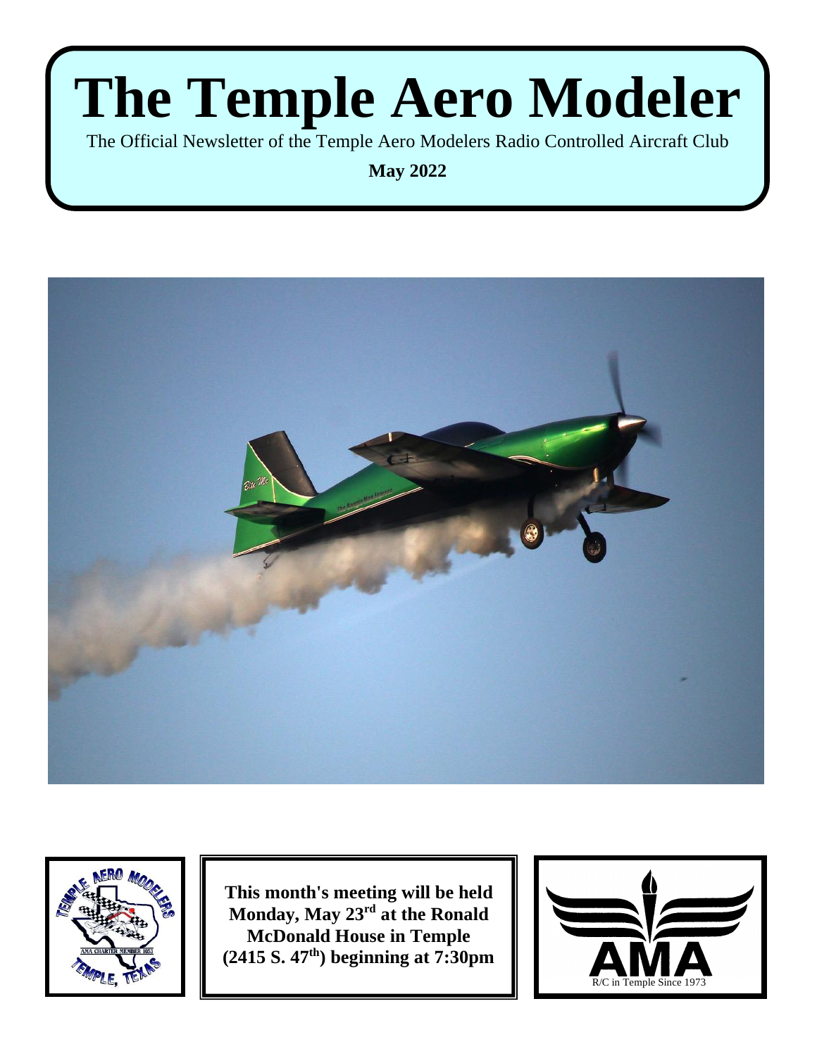# The Temple Aero Modeler

The Official Newsletter of the Temple Aero Modelers Radio Controlled Aircraft Club

**May 2022**

**This month's meeting will be held Monday, May 23rd at the Ronald McDonald House in Temple (2415 S. 47th) beginning at 7:30pm**

R/C in Temple Since 1973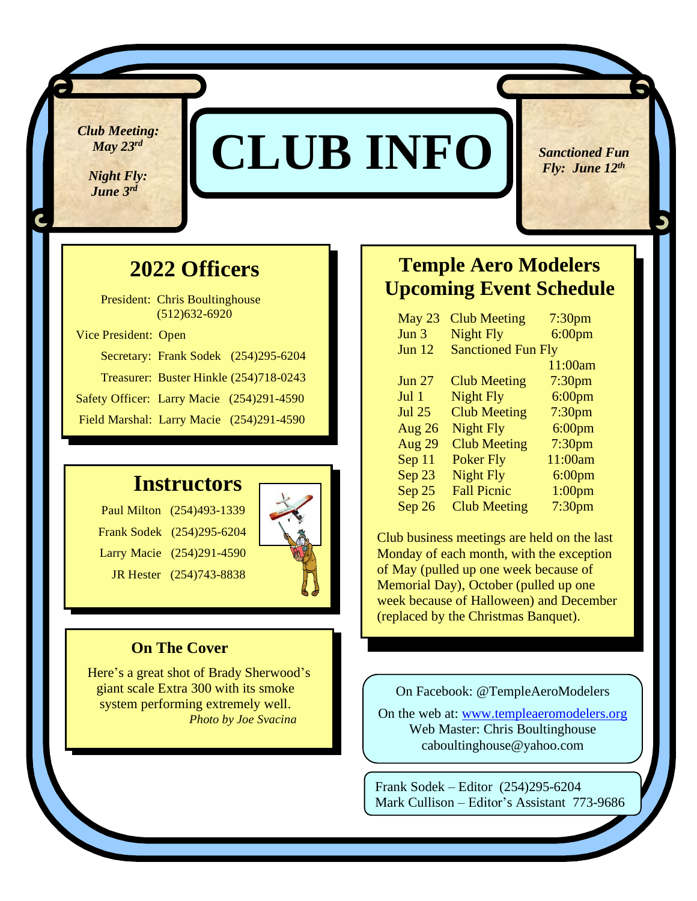*Club Meeting: May 23rd*

*Night Fly: June 3rd*

# CLUB INFO

*Sanctioned Fun Fly: June 12th*

## 2022 Officers

President: Chris Boultinghouse (512)632-6920

Vice President: Open

Secretary: Frank Sodek (254)295-6204

Treasurer: Buster Hinkle (254)718-0243

Safety Officer: Larry Macie (254)291-4590

Field Marshal: Larry Macie (254)291-4590

## Instructors

Paul Milton (254)493-1339

Frank Sodek (254)295-6204

Larry Macie (254)291-4590

JR Hester (254)743-8838

### On The Cover

Here's a great shot of Brady Sherwood's giant scale Extra 300 with its smoke system performing extremely well.

*Photo by Joe Svacina*

## Temple Aero Modelers Upcoming Event Schedule

| Date | Event | Time |
|---|---|---|
| May 23 | Club Meeting | 7:30pm |
| Jun 3 | Night Fly | 6:00pm |
| Jun 12 | Sanctioned Fun Fly | 11:00am |
| Jun 27 | Club Meeting | 7:30pm |
| Jul 1 | Night Fly | 6:00pm |
| Jul 25 | Club Meeting | 7:30pm |
| Aug 26 | Night Fly | 6:00pm |
| Aug 29 | Club Meeting | 7:30pm |
| Sep 11 | Poker Fly | 11:00am |
| Sep 23 | Night Fly | 6:00pm |
| Sep 25 | Fall Picnic | 1:00pm |
| Sep 26 | Club Meeting | 7:30pm |

Club business meetings are held on the last Monday of each month, with the exception of May (pulled up one week because of Memorial Day), October (pulled up one week because of Halloween) and December (replaced by the Christmas Banquet).

On Facebook: @TempleAeroModelers

On the web at: [www.templeaeromodelers.org](http://www.templeaeromodelers.org)
Web Master: Chris Boultinghouse
caboultinghouse@yahoo.com

Frank Sodek – Editor (254)295-6204
Mark Cullison – Editor's Assistant 773-9686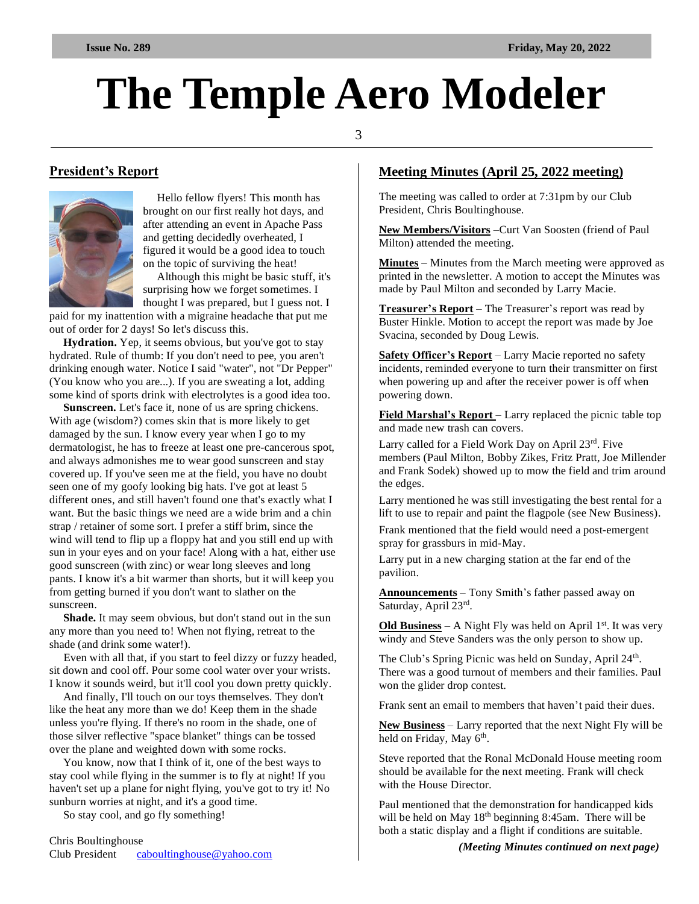## President's Report

Hello fellow flyers! This month has brought on our first really hot days, and after attending an event in Apache Pass and getting decidedly overheated, I figured it would be a good idea to touch on the topic of surviving the heat!

Although this might be basic stuff, it's surprising how we forget sometimes. I thought I was prepared, but I guess not. I paid for my inattention with a migraine headache that put me out of order for 2 days! So let's discuss this.

**Hydration.** Yep, it seems obvious, but you've got to stay hydrated. Rule of thumb: If you don't need to pee, you aren't drinking enough water. Notice I said "water", not "Dr Pepper" (You know who you are...). If you are sweating a lot, adding some kind of sports drink with electrolytes is a good idea too.

**Sunscreen.** Let's face it, none of us are spring chickens. With age (wisdom?) comes skin that is more likely to get damaged by the sun. I know every year when I go to my dermatologist, he has to freeze at least one pre-cancerous spot, and always admonishes me to wear good sunscreen and stay covered up. If you've seen me at the field, you have no doubt seen one of my goofy looking big hats. I've got at least 5 different ones, and still haven't found one that's exactly what I want. But the basic things we need are a wide brim and a chin strap / retainer of some sort. I prefer a stiff brim, since the wind will tend to flip up a floppy hat and you still end up with sun in your eyes and on your face! Along with a hat, either use good sunscreen (with zinc) or wear long sleeves and long pants. I know it's a bit warmer than shorts, but it will keep you from getting burned if you don't want to slather on the sunscreen.

**Shade.** It may seem obvious, but don't stand out in the sun any more than you need to! When not flying, retreat to the shade (and drink some water!).

Even with all that, if you start to feel dizzy or fuzzy headed, sit down and cool off. Pour some cool water over your wrists. I know it sounds weird, but it'll cool you down pretty quickly.

And finally, I'll touch on our toys themselves. They don't like the heat any more than we do! Keep them in the shade unless you're flying. If there's no room in the shade, one of those silver reflective "space blanket" things can be tossed over the plane and weighted down with some rocks.

You know, now that I think of it, one of the best ways to stay cool while flying in the summer is to fly at night! If you haven't set up a plane for night flying, you've got to try it! No sunburn worries at night, and it's a good time.

So stay cool, and go fly something!

Chris Boultinghouse
Club President caboultinghouse@yahoo.com

## Meeting Minutes (April 25, 2022 meeting)

The meeting was called to order at 7:31pm by our Club President, Chris Boultinghouse.

**New Members/Visitors** –Curt Van Soosten (friend of Paul Milton) attended the meeting.

**Minutes** – Minutes from the March meeting were approved as printed in the newsletter. A motion to accept the Minutes was made by Paul Milton and seconded by Larry Macie.

**Treasurer's Report** – The Treasurer's report was read by Buster Hinkle. Motion to accept the report was made by Joe Svacina, seconded by Doug Lewis.

**Safety Officer's Report** – Larry Macie reported no safety incidents, reminded everyone to turn their transmitter on first when powering up and after the receiver power is off when powering down.

**Field Marshal's Report** – Larry replaced the picnic table top and made new trash can covers.

Larry called for a Field Work Day on April 23rd. Five members (Paul Milton, Bobby Zikes, Fritz Pratt, Joe Millender and Frank Sodek) showed up to mow the field and trim around the edges.

Larry mentioned he was still investigating the best rental for a lift to use to repair and paint the flagpole (see New Business).

Frank mentioned that the field would need a post-emergent spray for grassburs in mid-May.

Larry put in a new charging station at the far end of the pavilion.

**Announcements** – Tony Smith's father passed away on Saturday, April 23rd.

**Old Business** – A Night Fly was held on April 1st. It was very windy and Steve Sanders was the only person to show up.

The Club's Spring Picnic was held on Sunday, April 24th. There was a good turnout of members and their families. Paul won the glider drop contest.

Frank sent an email to members that haven't paid their dues.

**New Business** – Larry reported that the next Night Fly will be held on Friday, May 6th.

Steve reported that the Ronal McDonald House meeting room should be available for the next meeting. Frank will check with the House Director.

Paul mentioned that the demonstration for handicapped kids will be held on May 18th beginning 8:45am. There will be both a static display and a flight if conditions are suitable.

***(Meeting Minutes continued on next page)***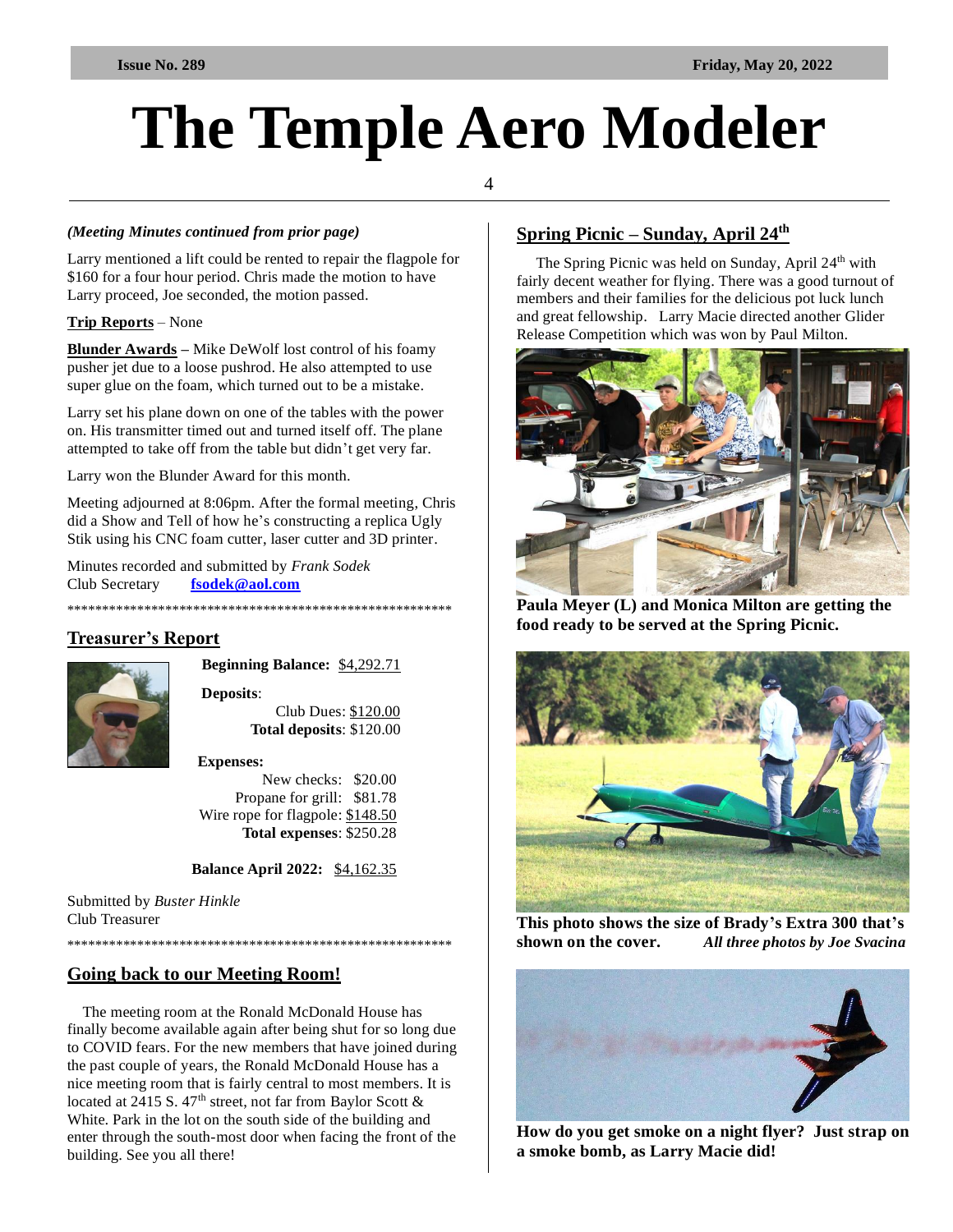*(Meeting Minutes continued from prior page)*

Larry mentioned a lift could be rented to repair the flagpole for $160 for a four hour period. Chris made the motion to have Larry proceed, Joe seconded, the motion passed.

**Trip Reports** – None

**Blunder Awards** – Mike DeWolf lost control of his foamy pusher jet due to a loose pushrod. He also attempted to use super glue on the foam, which turned out to be a mistake.

Larry set his plane down on one of the tables with the power on. His transmitter timed out and turned itself off. The plane attempted to take off from the table but didn't get very far.

Larry won the Blunder Award for this month.

Meeting adjourned at 8:06pm. After the formal meeting, Chris did a Show and Tell of how he's constructing a replica Ugly Stik using his CNC foam cutter, laser cutter and 3D printer.

Minutes recorded and submitted by *Frank Sodek*
Club Secretary **fsodek@aol.com**

*********************************************************

## Treasurer's Report

**Beginning Balance:** $4,292.71

**Deposits**:
Club Dues: $120.00
**Total deposits**: $120.00

**Expenses:**
New checks: $20.00
Propane for grill: $81.78
Wire rope for flagpole: $148.50
**Total expenses**: $250.28

**Balance April 2022:** $4,162.35

Submitted by *Buster Hinkle*
Club Treasurer

*********************************************************

## Going back to our Meeting Room!

The meeting room at the Ronald McDonald House has finally become available again after being shut for so long due to COVID fears. For the new members that have joined during the past couple of years, the Ronald McDonald House has a nice meeting room that is fairly central to most members. It is located at 2415 S. 47th street, not far from Baylor Scott & White. Park in the lot on the south side of the building and enter through the south-most door when facing the front of the building. See you all there!

## Spring Picnic – Sunday, April 24th

The Spring Picnic was held on Sunday, April 24th with fairly decent weather for flying. There was a good turnout of members and their families for the delicious pot luck lunch and great fellowship. Larry Macie directed another Glider Release Competition which was won by Paul Milton.

**Paula Meyer (L) and Monica Milton are getting the food ready to be served at the Spring Picnic.**

**This photo shows the size of Brady's Extra 300 that's shown on the cover.** ***All three photos by Joe Svacina***

**How do you get smoke on a night flyer? Just strap on a smoke bomb, as Larry Macie did!**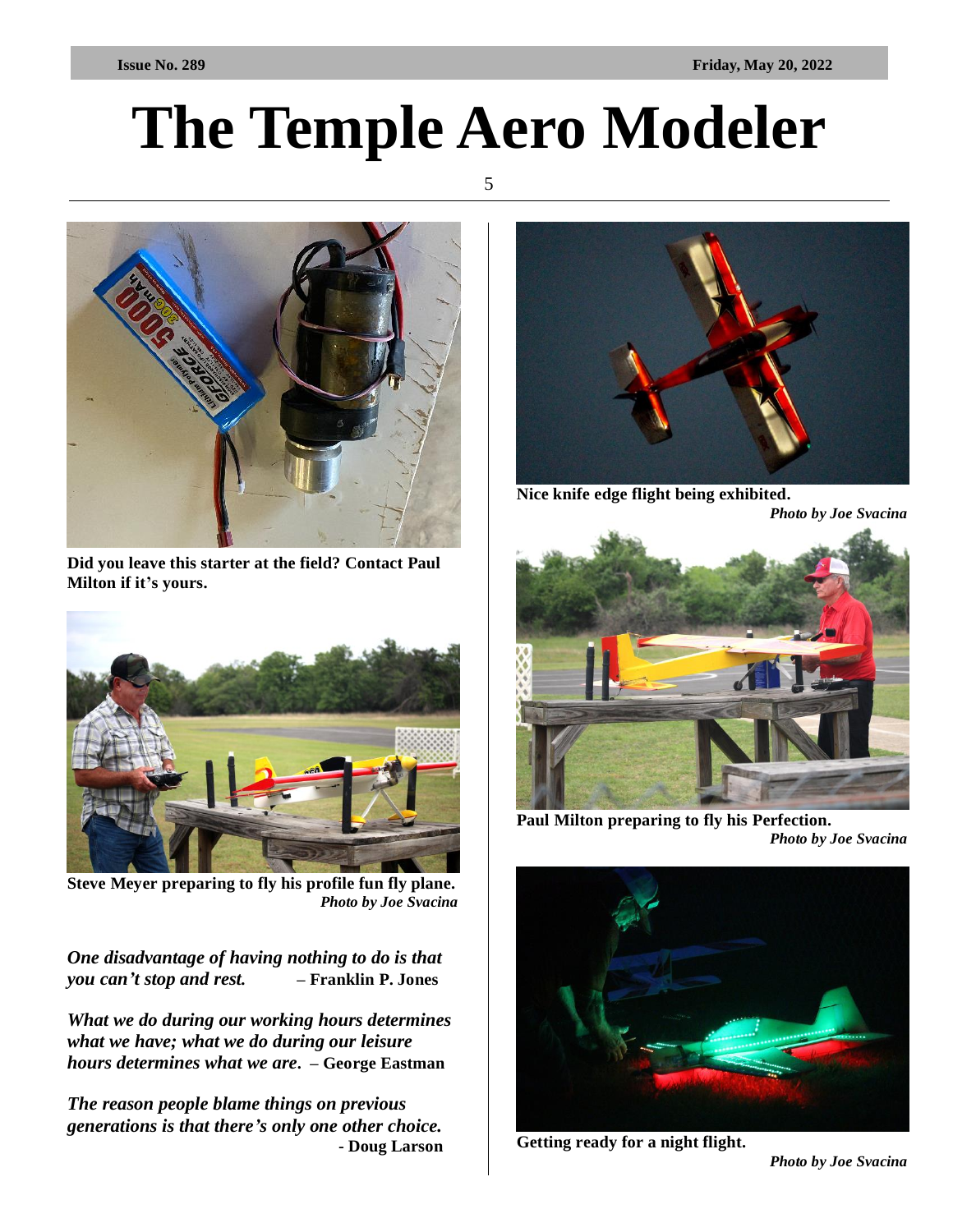Did you leave this starter at the field? Contact Paul Milton if it's yours.

**Steve Meyer preparing to fly his profile fun fly plane.**
***Photo by Joe Svacina***

*One disadvantage of having nothing to do is that you can't stop and rest.* **– Franklin P. Jones**

*What we do during our working hours determines what we have; what we do during our leisure hours determines what we are.* **– George Eastman**

*The reason people blame things on previous generations is that there's only one other choice.* **- Doug Larson**

**Nice knife edge flight being exhibited.**
***Photo by Joe Svacina***

**Paul Milton preparing to fly his Perfection.**
***Photo by Joe Svacina***

**Getting ready for a night flight.**
***Photo by Joe Svacina***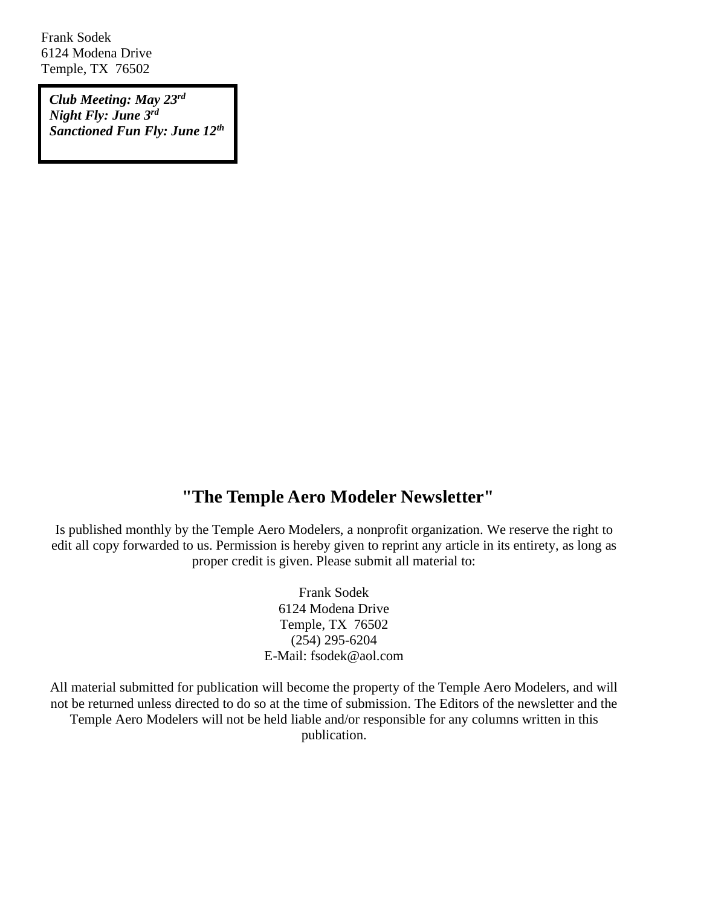Frank Sodek
6124 Modena Drive
Temple, TX  76502

***Club Meeting: May 23rd***
***Night Fly: June 3rd***
***Sanctioned Fun Fly: June 12th***

## "The Temple Aero Modeler Newsletter"

Is published monthly by the Temple Aero Modelers, a nonprofit organization. We reserve the right to edit all copy forwarded to us. Permission is hereby given to reprint any article in its entirety, as long as proper credit is given. Please submit all material to:

Frank Sodek
6124 Modena Drive
Temple, TX  76502
(254) 295-6204
E-Mail: fsodek@aol.com

All material submitted for publication will become the property of the Temple Aero Modelers, and will not be returned unless directed to do so at the time of submission. The Editors of the newsletter and the Temple Aero Modelers will not be held liable and/or responsible for any columns written in this publication.